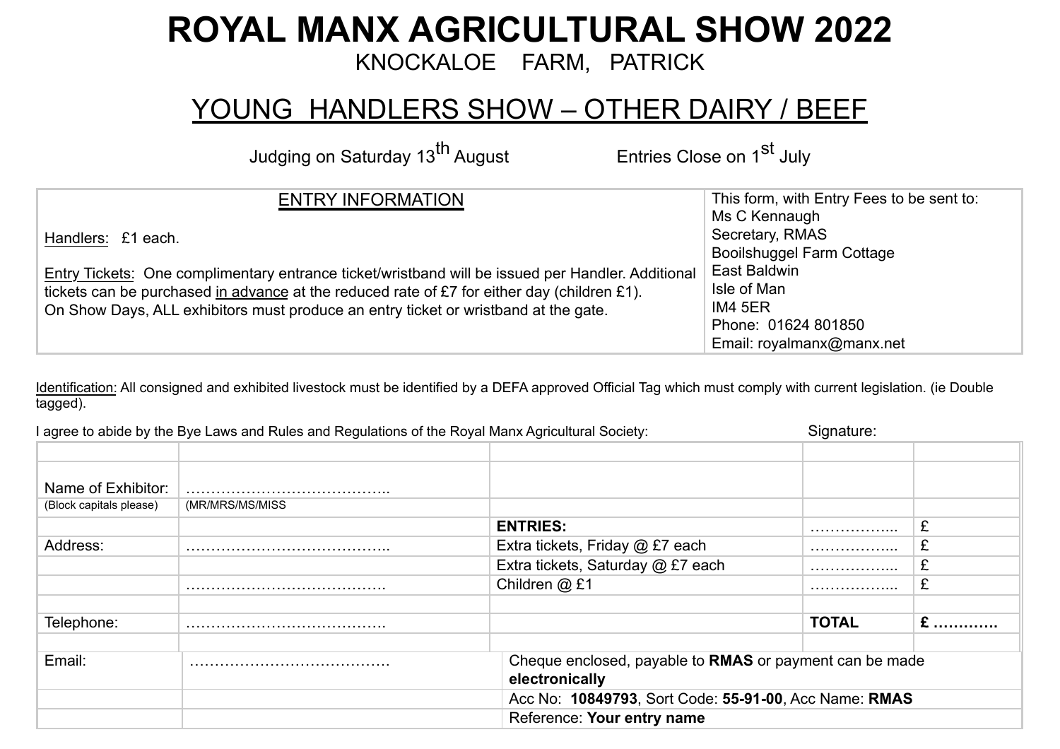# ROYAL MANX AGRICULTURAL SHOW 2022

KNOCKALOE FARM, PATRICK

## YOUNG HANDLERS SHOW – OTHER DAIRY / BEEF

Judging on Saturday 13th August          Entries Close on 1st July

| ENTRY INFORMATION | This form, with Entry Fees to be sent to: |
|---|---|
| Handlers: £1 each.<br><br>Entry Tickets: One complimentary entrance ticket/wristband will be issued per Handler. Additional tickets can be purchased in advance at the reduced rate of £7 for either day (children £1).<br>On Show Days, ALL exhibitors must produce an entry ticket or wristband at the gate. | Ms C Kennaugh<br>Secretary, RMAS<br>Booilshuggel Farm Cottage<br>East Baldwin<br>Isle of Man<br>IM4 5ER<br>Phone: 01624 801850<br>Email: royalmanx@manx.net |

Identification: All consigned and exhibited livestock must be identified by a DEFA approved Official Tag which must comply with current legislation. (ie Double tagged).

I agree to abide by the Bye Laws and Rules and Regulations of the Royal Manx Agricultural Society:          Signature:

| | | | | |
|---|---|---|---|---|
| Name of Exhibitor: | ………………………………….. | | | |
| (Block capitals please) | (MR/MRS/MS/MISS | | | |
| | | **ENTRIES:** | …………….. | £ |
| Address: | ………………………………….. | Extra tickets, Friday @ £7 each | …………….. | £ |
| | | Extra tickets, Saturday @ £7 each | …………….. | £ |
| | …………………………………. | Children @ £1 | …………….. | £ |
| | | | | |
| Telephone: | …………………………………. | | **TOTAL** | **£ …………** |
| | | | | |
| Email: | …………………………………. | Cheque enclosed, payable to **RMAS** or payment can be made **electronically** | | |
| | | Acc No: **10849793**, Sort Code: **55-91-00**, Acc Name: **RMAS** | | |
| | | Reference: **Your entry name** | | |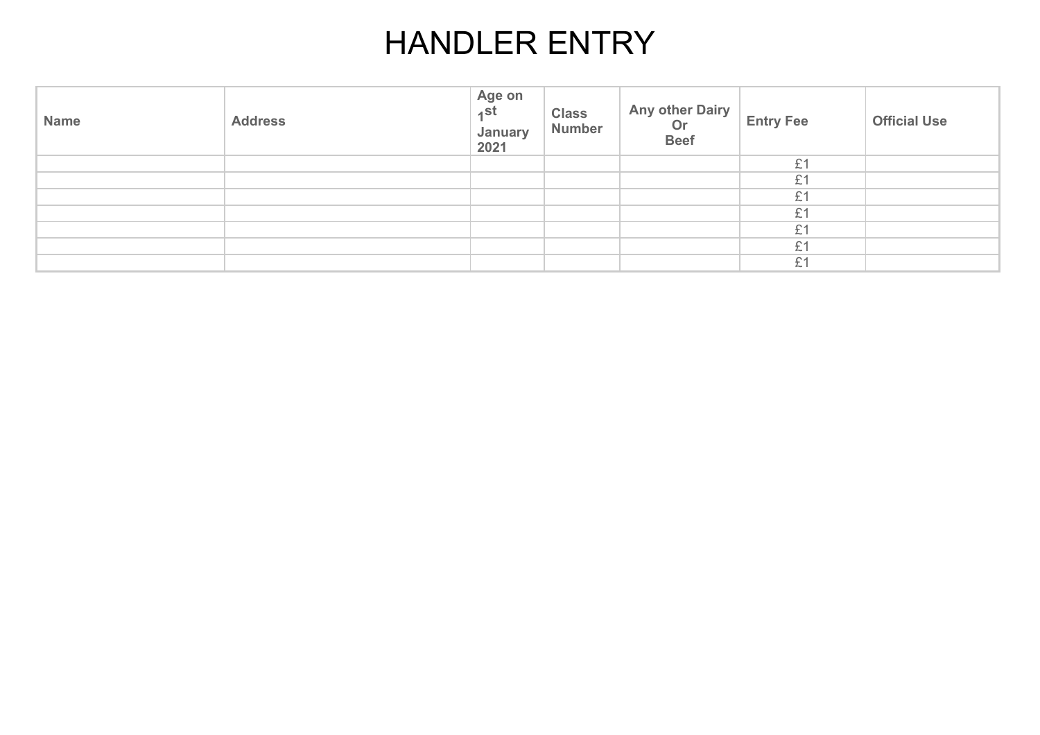# HANDLER ENTRY

| **Name** | **Address** | **Age on 1st January 2021** | **Class Number** | **Any other Dairy Or Beef** | **Entry Fee** | **Official Use** |
|---|---|---|---|---|---|---|
| | | | | | £1 | |
| | | | | | £1 | |
| | | | | | £1 | |
| | | | | | £1 | |
| | | | | | £1 | |
| | | | | | £1 | |
| | | | | | £1 | |